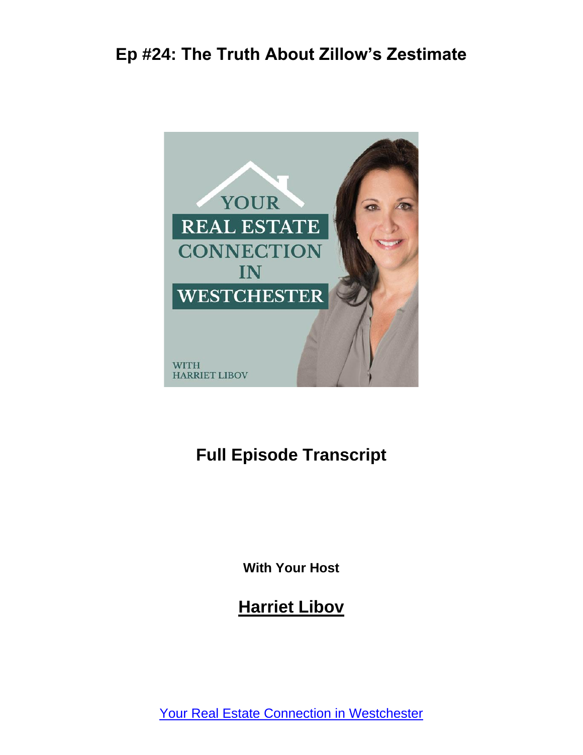# Ep #24: The Truth About Zillow's Zestimate

## Full Episode Transcript

**With Your Host**

## Harriet Libov

[Your Real Estate Connection in Westchester]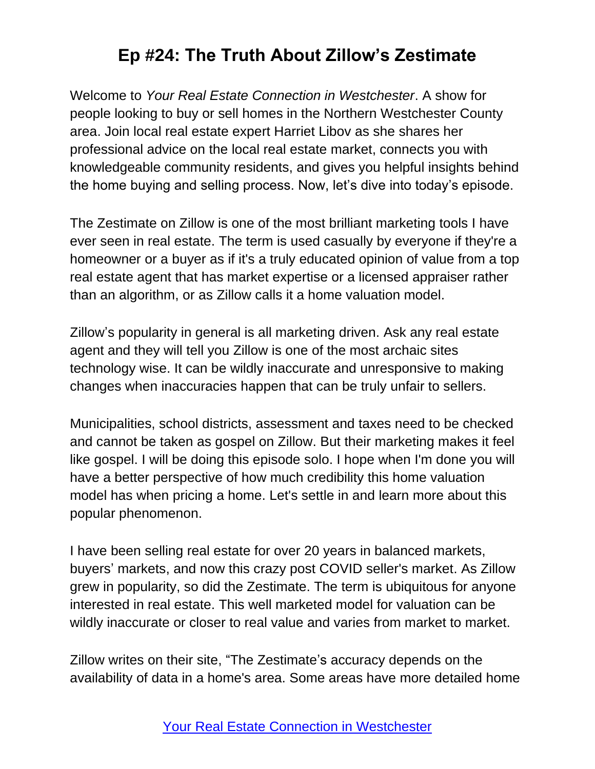# Ep #24: The Truth About Zillow's Zestimate

Welcome to *Your Real Estate Connection in Westchester*. A show for people looking to buy or sell homes in the Northern Westchester County area. Join local real estate expert Harriet Libov as she shares her professional advice on the local real estate market, connects you with knowledgeable community residents, and gives you helpful insights behind the home buying and selling process. Now, let's dive into today's episode.

The Zestimate on Zillow is one of the most brilliant marketing tools I have ever seen in real estate. The term is used casually by everyone if they're a homeowner or a buyer as if it's a truly educated opinion of value from a top real estate agent that has market expertise or a licensed appraiser rather than an algorithm, or as Zillow calls it a home valuation model.

Zillow's popularity in general is all marketing driven. Ask any real estate agent and they will tell you Zillow is one of the most archaic sites technology wise. It can be wildly inaccurate and unresponsive to making changes when inaccuracies happen that can be truly unfair to sellers.

Municipalities, school districts, assessment and taxes need to be checked and cannot be taken as gospel on Zillow. But their marketing makes it feel like gospel. I will be doing this episode solo. I hope when I'm done you will have a better perspective of how much credibility this home valuation model has when pricing a home. Let's settle in and learn more about this popular phenomenon.

I have been selling real estate for over 20 years in balanced markets, buyers' markets, and now this crazy post COVID seller's market. As Zillow grew in popularity, so did the Zestimate. The term is ubiquitous for anyone interested in real estate. This well marketed model for valuation can be wildly inaccurate or closer to real value and varies from market to market.

Zillow writes on their site, "The Zestimate's accuracy depends on the availability of data in a home's area. Some areas have more detailed home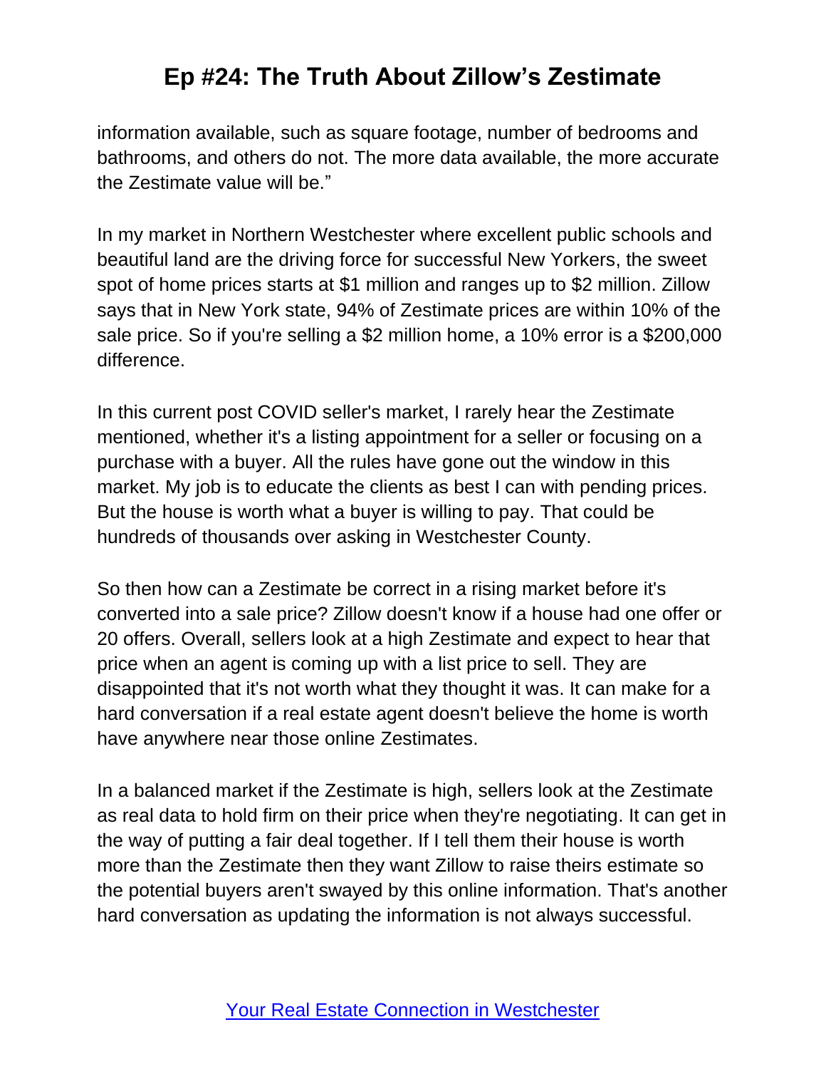information available, such as square footage, number of bedrooms and bathrooms, and others do not. The more data available, the more accurate the Zestimate value will be."

In my market in Northern Westchester where excellent public schools and beautiful land are the driving force for successful New Yorkers, the sweet spot of home prices starts at $1 million and ranges up to $2 million. Zillow says that in New York state, 94% of Zestimate prices are within 10% of the sale price. So if you're selling a $2 million home, a 10% error is a $200,000 difference.

In this current post COVID seller's market, I rarely hear the Zestimate mentioned, whether it's a listing appointment for a seller or focusing on a purchase with a buyer. All the rules have gone out the window in this market. My job is to educate the clients as best I can with pending prices. But the house is worth what a buyer is willing to pay. That could be hundreds of thousands over asking in Westchester County.

So then how can a Zestimate be correct in a rising market before it's converted into a sale price? Zillow doesn't know if a house had one offer or 20 offers. Overall, sellers look at a high Zestimate and expect to hear that price when an agent is coming up with a list price to sell. They are disappointed that it's not worth what they thought it was. It can make for a hard conversation if a real estate agent doesn't believe the home is worth have anywhere near those online Zestimates.

In a balanced market if the Zestimate is high, sellers look at the Zestimate as real data to hold firm on their price when they're negotiating. It can get in the way of putting a fair deal together. If I tell them their house is worth more than the Zestimate then they want Zillow to raise theirs estimate so the potential buyers aren't swayed by this online information. That's another hard conversation as updating the information is not always successful.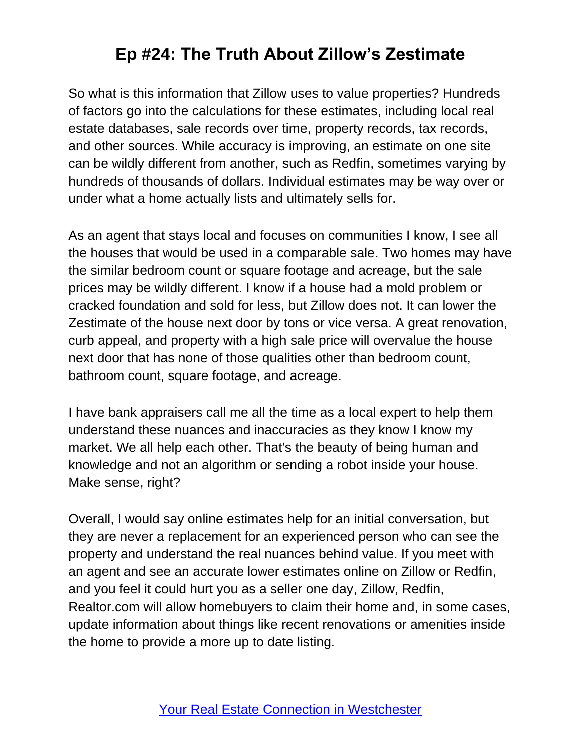So what is this information that Zillow uses to value properties? Hundreds of factors go into the calculations for these estimates, including local real estate databases, sale records over time, property records, tax records, and other sources. While accuracy is improving, an estimate on one site can be wildly different from another, such as Redfin, sometimes varying by hundreds of thousands of dollars. Individual estimates may be way over or under what a home actually lists and ultimately sells for.

As an agent that stays local and focuses on communities I know, I see all the houses that would be used in a comparable sale. Two homes may have the similar bedroom count or square footage and acreage, but the sale prices may be wildly different. I know if a house had a mold problem or cracked foundation and sold for less, but Zillow does not. It can lower the Zestimate of the house next door by tons or vice versa. A great renovation, curb appeal, and property with a high sale price will overvalue the house next door that has none of those qualities other than bedroom count, bathroom count, square footage, and acreage.

I have bank appraisers call me all the time as a local expert to help them understand these nuances and inaccuracies as they know I know my market. We all help each other. That's the beauty of being human and knowledge and not an algorithm or sending a robot inside your house. Make sense, right?

Overall, I would say online estimates help for an initial conversation, but they are never a replacement for an experienced person who can see the property and understand the real nuances behind value. If you meet with an agent and see an accurate lower estimates online on Zillow or Redfin, and you feel it could hurt you as a seller one day, Zillow, Redfin, Realtor.com will allow homebuyers to claim their home and, in some cases, update information about things like recent renovations or amenities inside the home to provide a more up to date listing.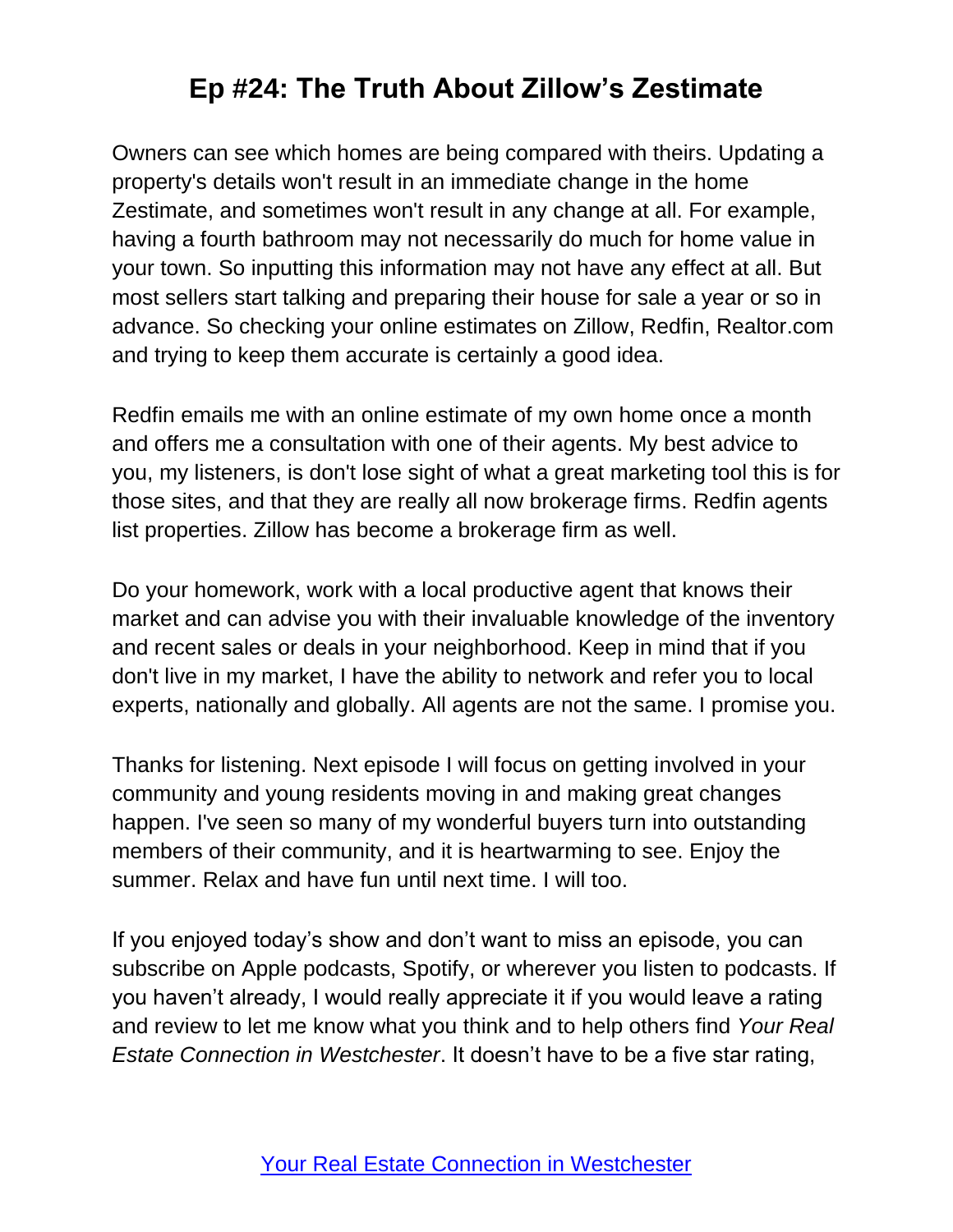Owners can see which homes are being compared with theirs. Updating a property's details won't result in an immediate change in the home Zestimate, and sometimes won't result in any change at all. For example, having a fourth bathroom may not necessarily do much for home value in your town. So inputting this information may not have any effect at all. But most sellers start talking and preparing their house for sale a year or so in advance. So checking your online estimates on Zillow, Redfin, Realtor.com and trying to keep them accurate is certainly a good idea.

Redfin emails me with an online estimate of my own home once a month and offers me a consultation with one of their agents. My best advice to you, my listeners, is don't lose sight of what a great marketing tool this is for those sites, and that they are really all now brokerage firms. Redfin agents list properties. Zillow has become a brokerage firm as well.

Do your homework, work with a local productive agent that knows their market and can advise you with their invaluable knowledge of the inventory and recent sales or deals in your neighborhood. Keep in mind that if you don't live in my market, I have the ability to network and refer you to local experts, nationally and globally. All agents are not the same. I promise you.

Thanks for listening. Next episode I will focus on getting involved in your community and young residents moving in and making great changes happen. I've seen so many of my wonderful buyers turn into outstanding members of their community, and it is heartwarming to see. Enjoy the summer. Relax and have fun until next time. I will too.

If you enjoyed today's show and don't want to miss an episode, you can subscribe on Apple podcasts, Spotify, or wherever you listen to podcasts. If you haven't already, I would really appreciate it if you would leave a rating and review to let me know what you think and to help others find *Your Real Estate Connection in Westchester*. It doesn't have to be a five star rating,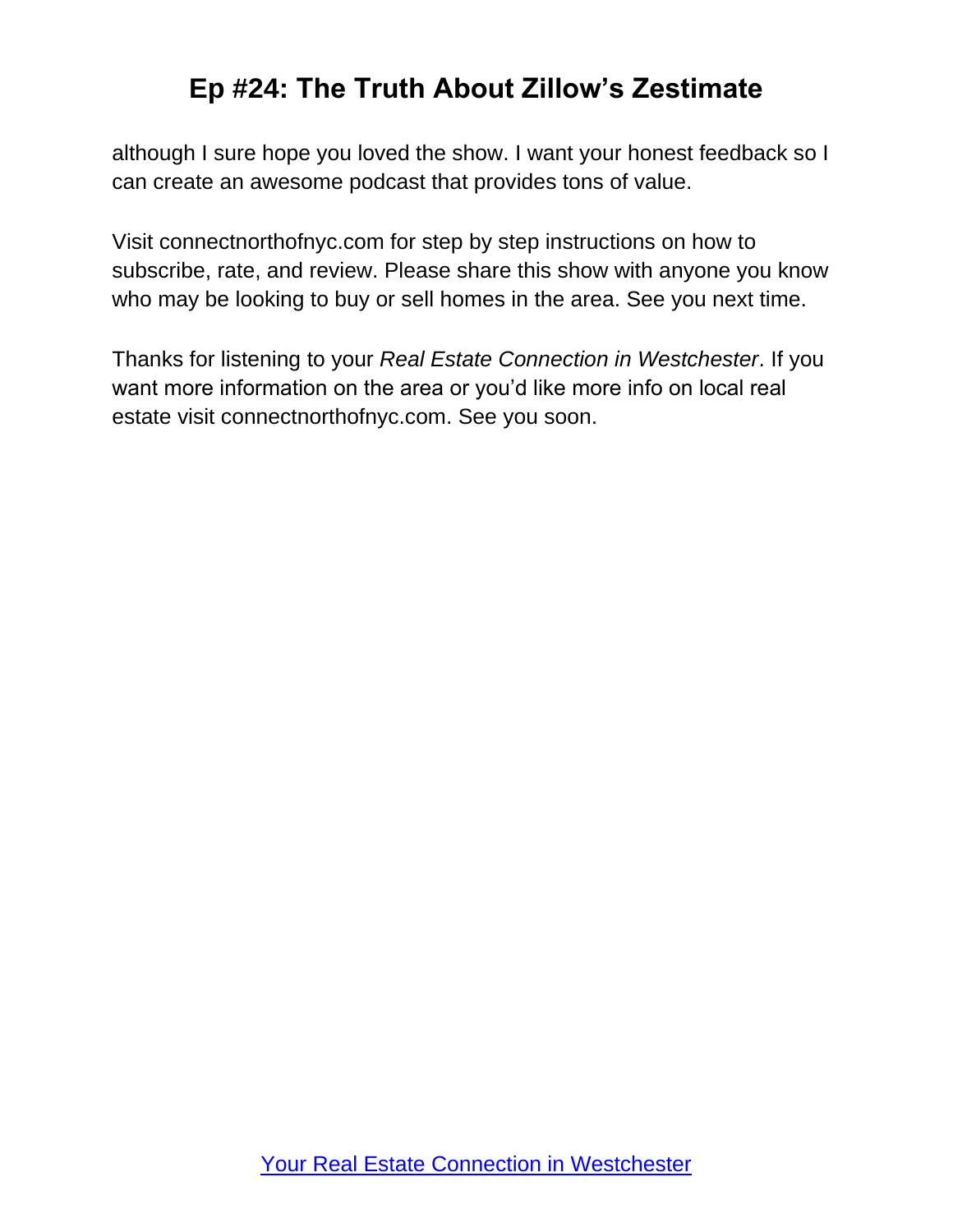although I sure hope you loved the show. I want your honest feedback so I can create an awesome podcast that provides tons of value.

Visit connectnorthofnyc.com for step by step instructions on how to subscribe, rate, and review. Please share this show with anyone you know who may be looking to buy or sell homes in the area. See you next time.

Thanks for listening to your *Real Estate Connection in Westchester*. If you want more information on the area or you'd like more info on local real estate visit connectnorthofnyc.com. See you soon.